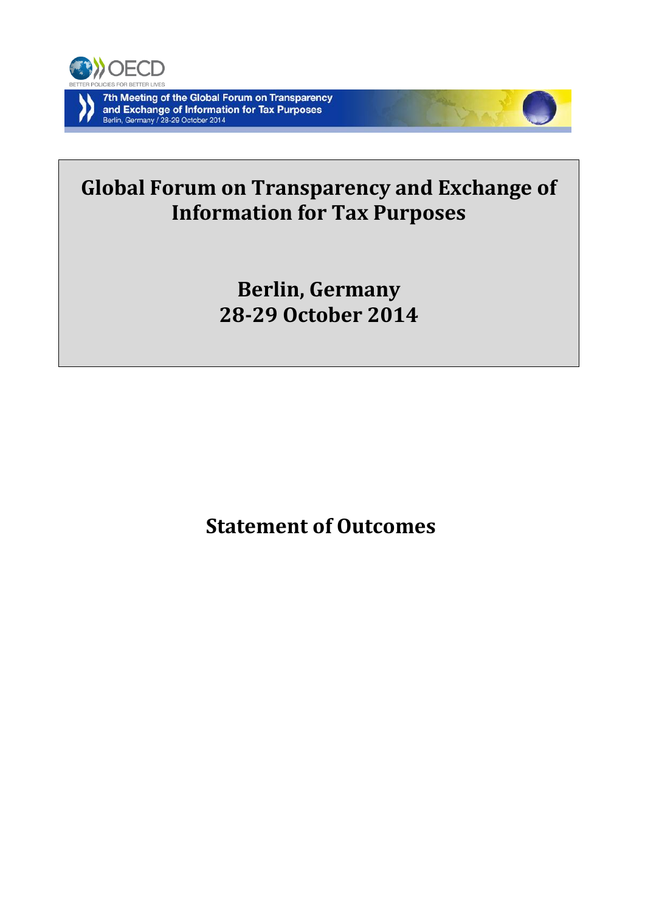7th Meeting of the Global Forum on Transparency and Exchange of Information for Tax Purposes
Berlin, Germany / 28-29 October 2014

# Global Forum on Transparency and Exchange of Information for Tax Purposes

## Berlin, Germany
## 28-29 October 2014

# Statement of Outcomes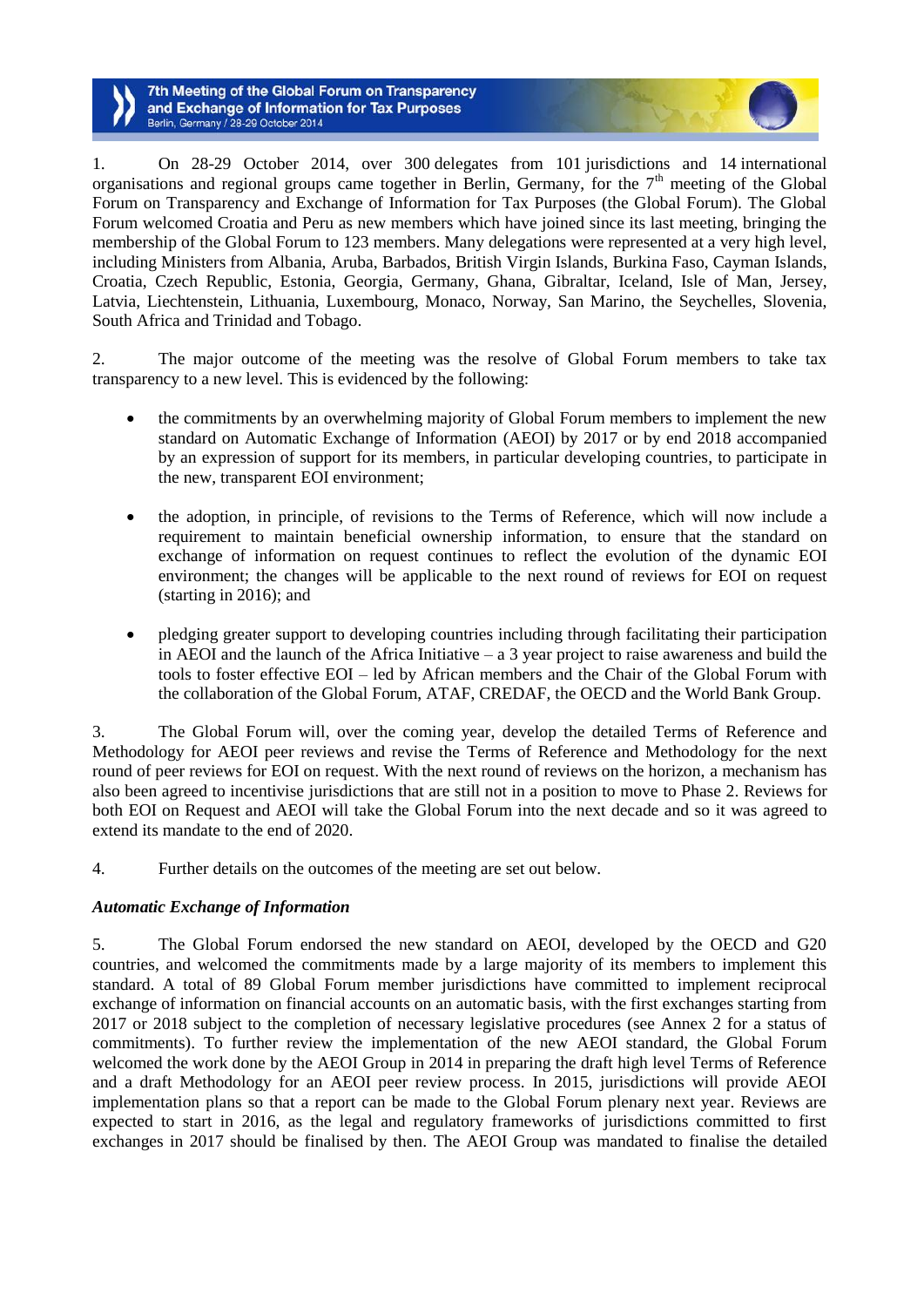1. On 28-29 October 2014, over 300 delegates from 101 jurisdictions and 14 international organisations and regional groups came together in Berlin, Germany, for the 7th meeting of the Global Forum on Transparency and Exchange of Information for Tax Purposes (the Global Forum). The Global Forum welcomed Croatia and Peru as new members which have joined since its last meeting, bringing the membership of the Global Forum to 123 members. Many delegations were represented at a very high level, including Ministers from Albania, Aruba, Barbados, British Virgin Islands, Burkina Faso, Cayman Islands, Croatia, Czech Republic, Estonia, Georgia, Germany, Ghana, Gibraltar, Iceland, Isle of Man, Jersey, Latvia, Liechtenstein, Lithuania, Luxembourg, Monaco, Norway, San Marino, the Seychelles, Slovenia, South Africa and Trinidad and Tobago.

2. The major outcome of the meeting was the resolve of Global Forum members to take tax transparency to a new level. This is evidenced by the following:

- the commitments by an overwhelming majority of Global Forum members to implement the new standard on Automatic Exchange of Information (AEOI) by 2017 or by end 2018 accompanied by an expression of support for its members, in particular developing countries, to participate in the new, transparent EOI environment;

- the adoption, in principle, of revisions to the Terms of Reference, which will now include a requirement to maintain beneficial ownership information, to ensure that the standard on exchange of information on request continues to reflect the evolution of the dynamic EOI environment; the changes will be applicable to the next round of reviews for EOI on request (starting in 2016); and

- pledging greater support to developing countries including through facilitating their participation in AEOI and the launch of the Africa Initiative – a 3 year project to raise awareness and build the tools to foster effective EOI – led by African members and the Chair of the Global Forum with the collaboration of the Global Forum, ATAF, CREDAF, the OECD and the World Bank Group.

3. The Global Forum will, over the coming year, develop the detailed Terms of Reference and Methodology for AEOI peer reviews and revise the Terms of Reference and Methodology for the next round of peer reviews for EOI on request. With the next round of reviews on the horizon, a mechanism has also been agreed to incentivise jurisdictions that are still not in a position to move to Phase 2. Reviews for both EOI on Request and AEOI will take the Global Forum into the next decade and so it was agreed to extend its mandate to the end of 2020.

4. Further details on the outcomes of the meeting are set out below.

### *Automatic Exchange of Information*

5. The Global Forum endorsed the new standard on AEOI, developed by the OECD and G20 countries, and welcomed the commitments made by a large majority of its members to implement this standard. A total of 89 Global Forum member jurisdictions have committed to implement reciprocal exchange of information on financial accounts on an automatic basis, with the first exchanges starting from 2017 or 2018 subject to the completion of necessary legislative procedures (see Annex 2 for a status of commitments). To further review the implementation of the new AEOI standard, the Global Forum welcomed the work done by the AEOI Group in 2014 in preparing the draft high level Terms of Reference and a draft Methodology for an AEOI peer review process. In 2015, jurisdictions will provide AEOI implementation plans so that a report can be made to the Global Forum plenary next year. Reviews are expected to start in 2016, as the legal and regulatory frameworks of jurisdictions committed to first exchanges in 2017 should be finalised by then. The AEOI Group was mandated to finalise the detailed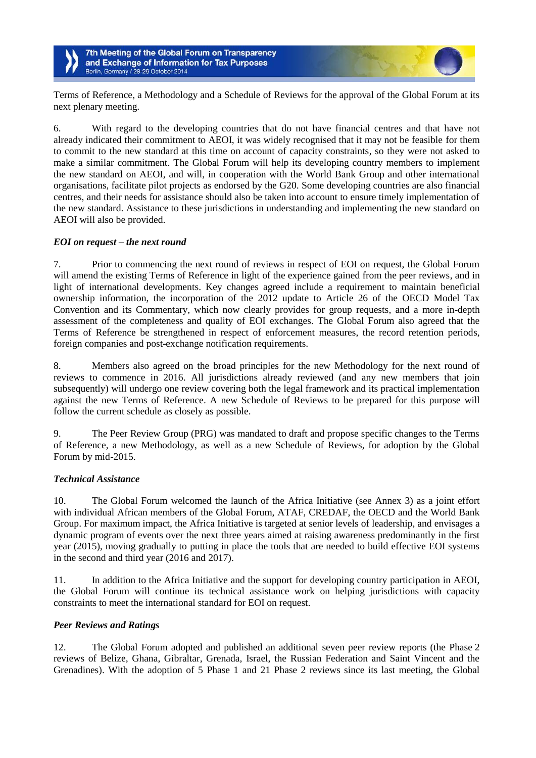Terms of Reference, a Methodology and a Schedule of Reviews for the approval of the Global Forum at its next plenary meeting.

6. With regard to the developing countries that do not have financial centres and that have not already indicated their commitment to AEOI, it was widely recognised that it may not be feasible for them to commit to the new standard at this time on account of capacity constraints, so they were not asked to make a similar commitment. The Global Forum will help its developing country members to implement the new standard on AEOI, and will, in cooperation with the World Bank Group and other international organisations, facilitate pilot projects as endorsed by the G20. Some developing countries are also financial centres, and their needs for assistance should also be taken into account to ensure timely implementation of the new standard. Assistance to these jurisdictions in understanding and implementing the new standard on AEOI will also be provided.

### *EOI on request – the next round*

7. Prior to commencing the next round of reviews in respect of EOI on request, the Global Forum will amend the existing Terms of Reference in light of the experience gained from the peer reviews, and in light of international developments. Key changes agreed include a requirement to maintain beneficial ownership information, the incorporation of the 2012 update to Article 26 of the OECD Model Tax Convention and its Commentary, which now clearly provides for group requests, and a more in-depth assessment of the completeness and quality of EOI exchanges. The Global Forum also agreed that the Terms of Reference be strengthened in respect of enforcement measures, the record retention periods, foreign companies and post-exchange notification requirements.

8. Members also agreed on the broad principles for the new Methodology for the next round of reviews to commence in 2016. All jurisdictions already reviewed (and any new members that join subsequently) will undergo one review covering both the legal framework and its practical implementation against the new Terms of Reference. A new Schedule of Reviews to be prepared for this purpose will follow the current schedule as closely as possible.

9. The Peer Review Group (PRG) was mandated to draft and propose specific changes to the Terms of Reference, a new Methodology, as well as a new Schedule of Reviews, for adoption by the Global Forum by mid-2015.

### *Technical Assistance*

10. The Global Forum welcomed the launch of the Africa Initiative (see Annex 3) as a joint effort with individual African members of the Global Forum, ATAF, CREDAF, the OECD and the World Bank Group. For maximum impact, the Africa Initiative is targeted at senior levels of leadership, and envisages a dynamic program of events over the next three years aimed at raising awareness predominantly in the first year (2015), moving gradually to putting in place the tools that are needed to build effective EOI systems in the second and third year (2016 and 2017).

11. In addition to the Africa Initiative and the support for developing country participation in AEOI, the Global Forum will continue its technical assistance work on helping jurisdictions with capacity constraints to meet the international standard for EOI on request.

### *Peer Reviews and Ratings*

12. The Global Forum adopted and published an additional seven peer review reports (the Phase 2 reviews of Belize, Ghana, Gibraltar, Grenada, Israel, the Russian Federation and Saint Vincent and the Grenadines). With the adoption of 5 Phase 1 and 21 Phase 2 reviews since its last meeting, the Global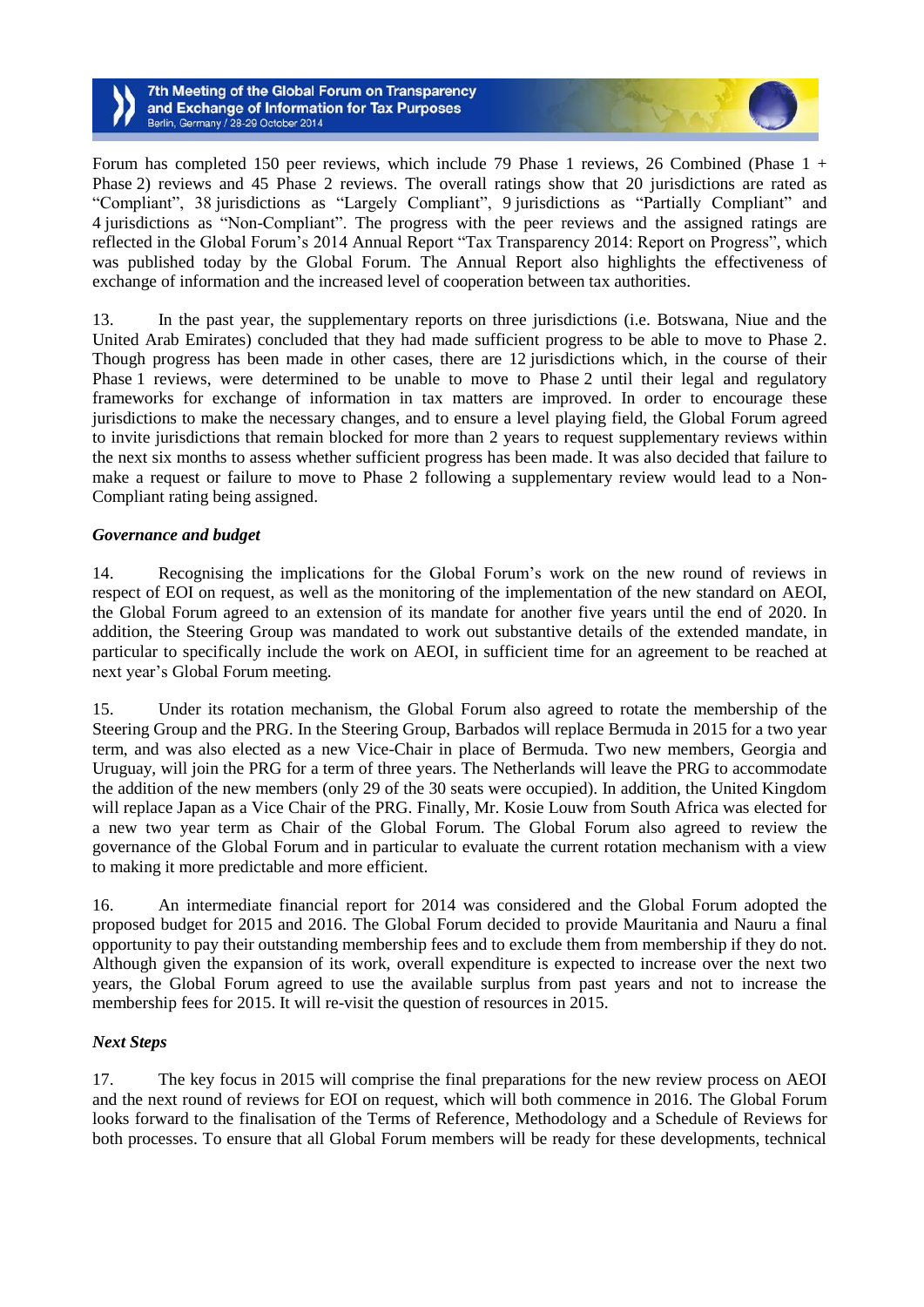Forum has completed 150 peer reviews, which include 79 Phase 1 reviews, 26 Combined (Phase 1 + Phase 2) reviews and 45 Phase 2 reviews. The overall ratings show that 20 jurisdictions are rated as "Compliant", 38 jurisdictions as "Largely Compliant", 9 jurisdictions as "Partially Compliant" and 4 jurisdictions as "Non-Compliant". The progress with the peer reviews and the assigned ratings are reflected in the Global Forum's 2014 Annual Report "Tax Transparency 2014: Report on Progress", which was published today by the Global Forum. The Annual Report also highlights the effectiveness of exchange of information and the increased level of cooperation between tax authorities.

13. In the past year, the supplementary reports on three jurisdictions (i.e. Botswana, Niue and the United Arab Emirates) concluded that they had made sufficient progress to be able to move to Phase 2. Though progress has been made in other cases, there are 12 jurisdictions which, in the course of their Phase 1 reviews, were determined to be unable to move to Phase 2 until their legal and regulatory frameworks for exchange of information in tax matters are improved. In order to encourage these jurisdictions to make the necessary changes, and to ensure a level playing field, the Global Forum agreed to invite jurisdictions that remain blocked for more than 2 years to request supplementary reviews within the next six months to assess whether sufficient progress has been made. It was also decided that failure to make a request or failure to move to Phase 2 following a supplementary review would lead to a Non-Compliant rating being assigned.

### *Governance and budget*

14. Recognising the implications for the Global Forum's work on the new round of reviews in respect of EOI on request, as well as the monitoring of the implementation of the new standard on AEOI, the Global Forum agreed to an extension of its mandate for another five years until the end of 2020. In addition, the Steering Group was mandated to work out substantive details of the extended mandate, in particular to specifically include the work on AEOI, in sufficient time for an agreement to be reached at next year's Global Forum meeting.

15. Under its rotation mechanism, the Global Forum also agreed to rotate the membership of the Steering Group and the PRG. In the Steering Group, Barbados will replace Bermuda in 2015 for a two year term, and was also elected as a new Vice-Chair in place of Bermuda. Two new members, Georgia and Uruguay, will join the PRG for a term of three years. The Netherlands will leave the PRG to accommodate the addition of the new members (only 29 of the 30 seats were occupied). In addition, the United Kingdom will replace Japan as a Vice Chair of the PRG. Finally, Mr. Kosie Louw from South Africa was elected for a new two year term as Chair of the Global Forum. The Global Forum also agreed to review the governance of the Global Forum and in particular to evaluate the current rotation mechanism with a view to making it more predictable and more efficient.

16. An intermediate financial report for 2014 was considered and the Global Forum adopted the proposed budget for 2015 and 2016. The Global Forum decided to provide Mauritania and Nauru a final opportunity to pay their outstanding membership fees and to exclude them from membership if they do not. Although given the expansion of its work, overall expenditure is expected to increase over the next two years, the Global Forum agreed to use the available surplus from past years and not to increase the membership fees for 2015. It will re-visit the question of resources in 2015.

### *Next Steps*

17. The key focus in 2015 will comprise the final preparations for the new review process on AEOI and the next round of reviews for EOI on request, which will both commence in 2016. The Global Forum looks forward to the finalisation of the Terms of Reference, Methodology and a Schedule of Reviews for both processes. To ensure that all Global Forum members will be ready for these developments, technical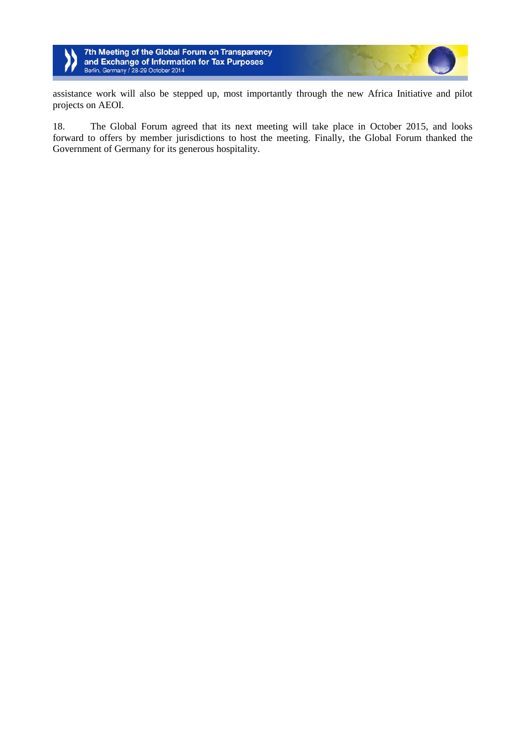assistance work will also be stepped up, most importantly through the new Africa Initiative and pilot projects on AEOI.

18. The Global Forum agreed that its next meeting will take place in October 2015, and looks forward to offers by member jurisdictions to host the meeting. Finally, the Global Forum thanked the Government of Germany for its generous hospitality.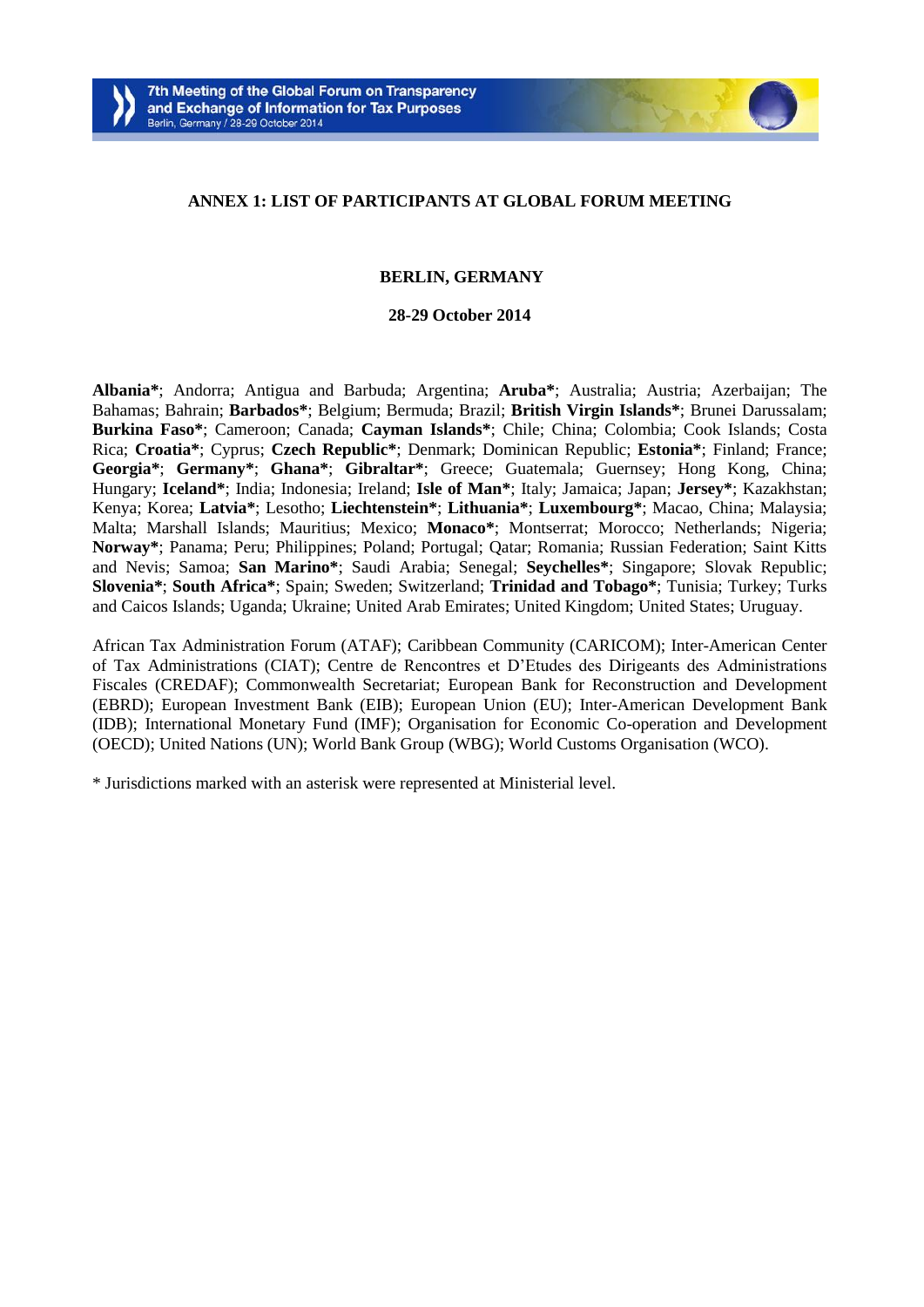## ANNEX 1: LIST OF PARTICIPANTS AT GLOBAL FORUM MEETING

### BERLIN, GERMANY

### 28-29 October 2014

**Albania***; Andorra; Antigua and Barbuda; Argentina; **Aruba***; Australia; Austria; Azerbaijan; The Bahamas; Bahrain; **Barbados***; Belgium; Bermuda; Brazil; **British Virgin Islands***; Brunei Darussalam; **Burkina Faso***; Cameroon; Canada; **Cayman Islands***; Chile; China; Colombia; Cook Islands; Costa Rica; **Croatia***; Cyprus; **Czech Republic***; Denmark; Dominican Republic; **Estonia***; Finland; France; **Georgia***; **Germany***; **Ghana***; **Gibraltar***; Greece; Guatemala; Guernsey; Hong Kong, China; Hungary; **Iceland***; India; Indonesia; Ireland; **Isle of Man***; Italy; Jamaica; Japan; **Jersey***; Kazakhstan; Kenya; Korea; **Latvia***; Lesotho; **Liechtenstein***; **Lithuania***; **Luxembourg***; Macao, China; Malaysia; Malta; Marshall Islands; Mauritius; Mexico; **Monaco***; Montserrat; Morocco; Netherlands; Nigeria; **Norway***; Panama; Peru; Philippines; Poland; Portugal; Qatar; Romania; Russian Federation; Saint Kitts and Nevis; Samoa; **San Marino***; Saudi Arabia; Senegal; **Seychelles***; Singapore; Slovak Republic; **Slovenia***; **South Africa***; Spain; Sweden; Switzerland; **Trinidad and Tobago***; Tunisia; Turkey; Turks and Caicos Islands; Uganda; Ukraine; United Arab Emirates; United Kingdom; United States; Uruguay.

African Tax Administration Forum (ATAF); Caribbean Community (CARICOM); Inter-American Center of Tax Administrations (CIAT); Centre de Rencontres et D'Etudes des Dirigeants des Administrations Fiscales (CREDAF); Commonwealth Secretariat; European Bank for Reconstruction and Development (EBRD); European Investment Bank (EIB); European Union (EU); Inter-American Development Bank (IDB); International Monetary Fund (IMF); Organisation for Economic Co-operation and Development (OECD); United Nations (UN); World Bank Group (WBG); World Customs Organisation (WCO).

\* Jurisdictions marked with an asterisk were represented at Ministerial level.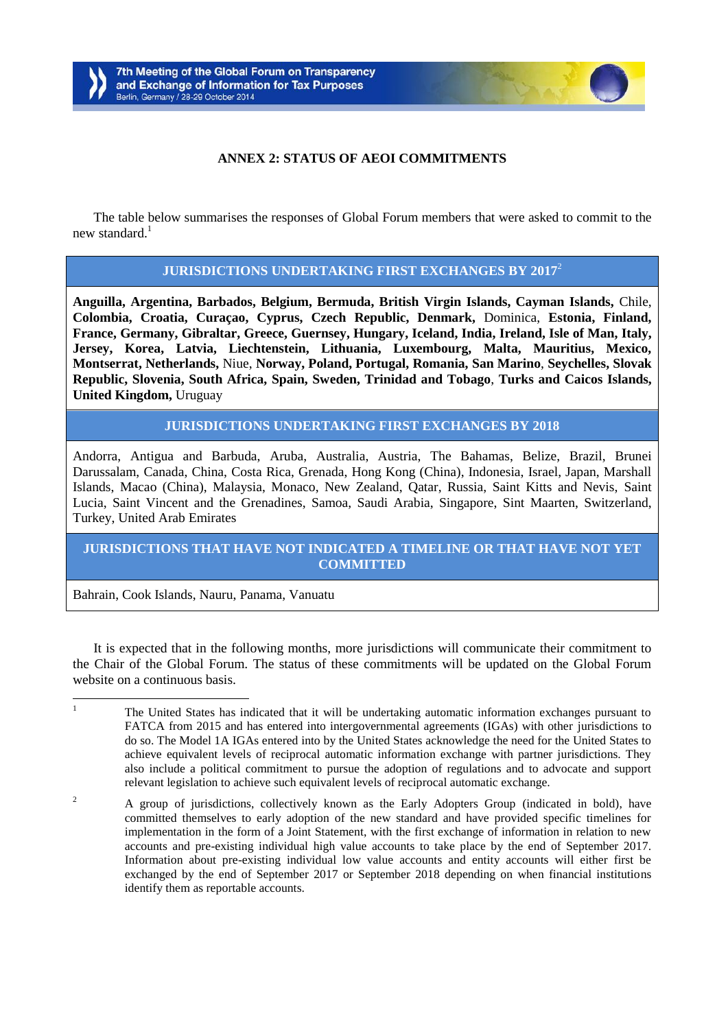## ANNEX 2: STATUS OF AEOI COMMITMENTS

The table below summarises the responses of Global Forum members that were asked to commit to the new standard.[1]

| JURISDICTIONS UNDERTAKING FIRST EXCHANGES BY 2017[2] |
|---|
| **Anguilla, Argentina, Barbados, Belgium, Bermuda, British Virgin Islands, Cayman Islands,** Chile, **Colombia, Croatia, Curaçao, Cyprus, Czech Republic, Denmark,** Dominica, **Estonia, Finland, France, Germany, Gibraltar, Greece, Guernsey, Hungary, Iceland, India, Ireland, Isle of Man, Italy, Jersey, Korea, Latvia, Liechtenstein, Lithuania, Luxembourg, Malta, Mauritius, Mexico, Montserrat, Netherlands,** Niue, **Norway, Poland, Portugal, Romania, San Marino**, **Seychelles, Slovak Republic, Slovenia, South Africa, Spain, Sweden, Trinidad and Tobago**, **Turks and Caicos Islands, United Kingdom,** Uruguay |
| **JURISDICTIONS UNDERTAKING FIRST EXCHANGES BY 2018** |
| Andorra, Antigua and Barbuda, Aruba, Australia, Austria, The Bahamas, Belize, Brazil, Brunei Darussalam, Canada, China, Costa Rica, Grenada, Hong Kong (China), Indonesia, Israel, Japan, Marshall Islands, Macao (China), Malaysia, Monaco, New Zealand, Qatar, Russia, Saint Kitts and Nevis, Saint Lucia, Saint Vincent and the Grenadines, Samoa, Saudi Arabia, Singapore, Sint Maarten, Switzerland, Turkey, United Arab Emirates |
| **JURISDICTIONS THAT HAVE NOT INDICATED A TIMELINE OR THAT HAVE NOT YET COMMITTED** |
| Bahrain, Cook Islands, Nauru, Panama, Vanuatu |

It is expected that in the following months, more jurisdictions will communicate their commitment to the Chair of the Global Forum. The status of these commitments will be updated on the Global Forum website on a continuous basis.

---

[1] The United States has indicated that it will be undertaking automatic information exchanges pursuant to FATCA from 2015 and has entered into intergovernmental agreements (IGAs) with other jurisdictions to do so. The Model 1A IGAs entered into by the United States acknowledge the need for the United States to achieve equivalent levels of reciprocal automatic information exchange with partner jurisdictions. They also include a political commitment to pursue the adoption of regulations and to advocate and support relevant legislation to achieve such equivalent levels of reciprocal automatic exchange.

[2] A group of jurisdictions, collectively known as the Early Adopters Group (indicated in bold), have committed themselves to early adoption of the new standard and have provided specific timelines for implementation in the form of a Joint Statement, with the first exchange of information in relation to new accounts and pre-existing individual high value accounts to take place by the end of September 2017. Information about pre-existing individual low value accounts and entity accounts will either first be exchanged by the end of September 2017 or September 2018 depending on when financial institutions identify them as reportable accounts.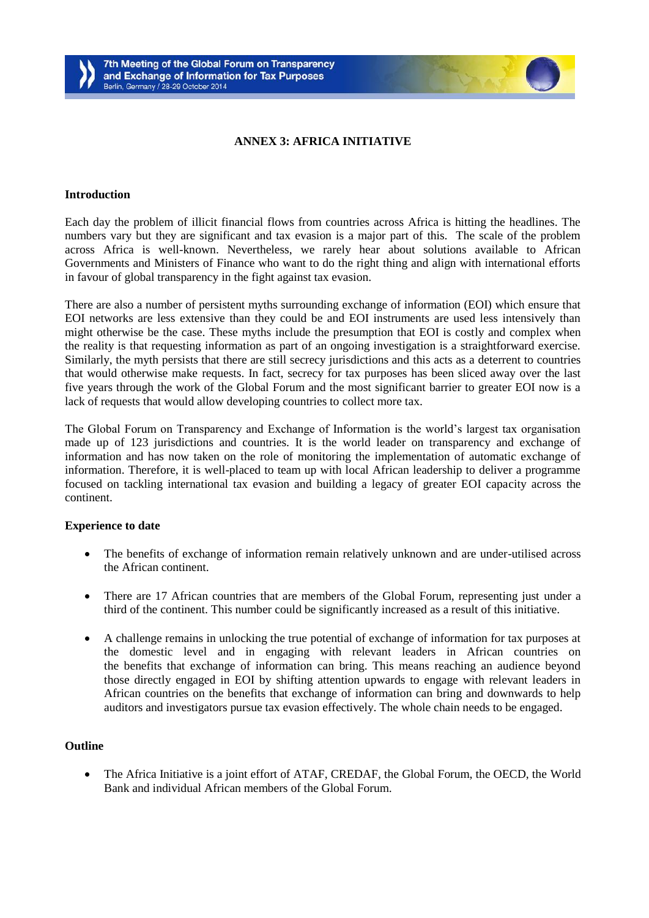## ANNEX 3: AFRICA INITIATIVE

### Introduction

Each day the problem of illicit financial flows from countries across Africa is hitting the headlines. The numbers vary but they are significant and tax evasion is a major part of this. The scale of the problem across Africa is well-known. Nevertheless, we rarely hear about solutions available to African Governments and Ministers of Finance who want to do the right thing and align with international efforts in favour of global transparency in the fight against tax evasion.

There are also a number of persistent myths surrounding exchange of information (EOI) which ensure that EOI networks are less extensive than they could be and EOI instruments are used less intensively than might otherwise be the case. These myths include the presumption that EOI is costly and complex when the reality is that requesting information as part of an ongoing investigation is a straightforward exercise. Similarly, the myth persists that there are still secrecy jurisdictions and this acts as a deterrent to countries that would otherwise make requests. In fact, secrecy for tax purposes has been sliced away over the last five years through the work of the Global Forum and the most significant barrier to greater EOI now is a lack of requests that would allow developing countries to collect more tax.

The Global Forum on Transparency and Exchange of Information is the world's largest tax organisation made up of 123 jurisdictions and countries. It is the world leader on transparency and exchange of information and has now taken on the role of monitoring the implementation of automatic exchange of information. Therefore, it is well-placed to team up with local African leadership to deliver a programme focused on tackling international tax evasion and building a legacy of greater EOI capacity across the continent.

### Experience to date

- The benefits of exchange of information remain relatively unknown and are under-utilised across the African continent.
- There are 17 African countries that are members of the Global Forum, representing just under a third of the continent. This number could be significantly increased as a result of this initiative.
- A challenge remains in unlocking the true potential of exchange of information for tax purposes at the domestic level and in engaging with relevant leaders in African countries on the benefits that exchange of information can bring. This means reaching an audience beyond those directly engaged in EOI by shifting attention upwards to engage with relevant leaders in African countries on the benefits that exchange of information can bring and downwards to help auditors and investigators pursue tax evasion effectively. The whole chain needs to be engaged.

### Outline

- The Africa Initiative is a joint effort of ATAF, CREDAF, the Global Forum, the OECD, the World Bank and individual African members of the Global Forum.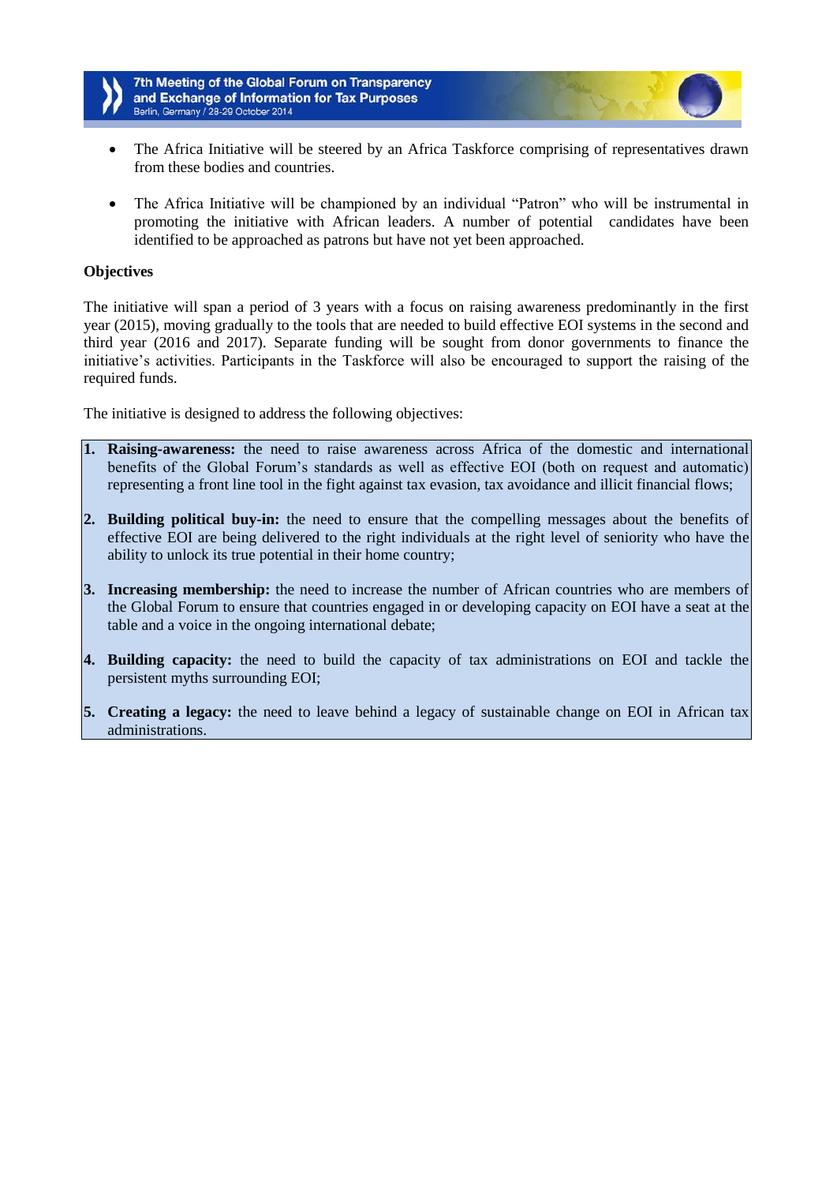- The Africa Initiative will be steered by an Africa Taskforce comprising of representatives drawn from these bodies and countries.

- The Africa Initiative will be championed by an individual "Patron" who will be instrumental in promoting the initiative with African leaders. A number of potential candidates have been identified to be approached as patrons but have not yet been approached.

**Objectives**

The initiative will span a period of 3 years with a focus on raising awareness predominantly in the first year (2015), moving gradually to the tools that are needed to build effective EOI systems in the second and third year (2016 and 2017). Separate funding will be sought from donor governments to finance the initiative's activities. Participants in the Taskforce will also be encouraged to support the raising of the required funds.

The initiative is designed to address the following objectives:

1. **Raising-awareness:** the need to raise awareness across Africa of the domestic and international benefits of the Global Forum's standards as well as effective EOI (both on request and automatic) representing a front line tool in the fight against tax evasion, tax avoidance and illicit financial flows;

2. **Building political buy-in:** the need to ensure that the compelling messages about the benefits of effective EOI are being delivered to the right individuals at the right level of seniority who have the ability to unlock its true potential in their home country;

3. **Increasing membership:** the need to increase the number of African countries who are members of the Global Forum to ensure that countries engaged in or developing capacity on EOI have a seat at the table and a voice in the ongoing international debate;

4. **Building capacity:** the need to build the capacity of tax administrations on EOI and tackle the persistent myths surrounding EOI;

5. **Creating a legacy:** the need to leave behind a legacy of sustainable change on EOI in African tax administrations.